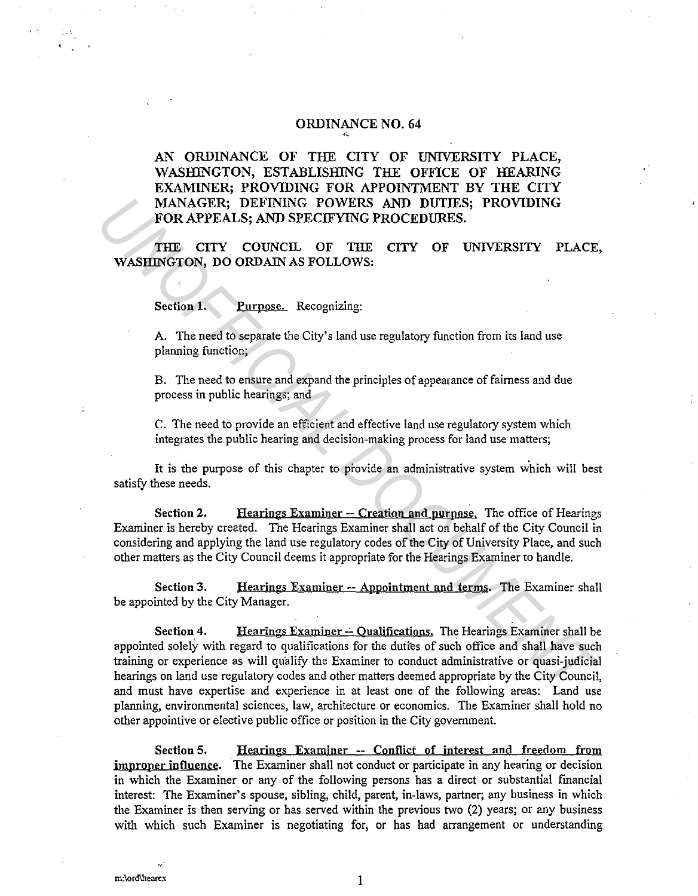# ORDINANCE NO. 64

**AN ORDINANCE OF THE CITY OF UNIVERSITY PLACE, WASHINGTON, ESTABLISHING THE OFFICE OF HEARING EXAMINER; PROVIDING FOR APPOINTMENT BY THE CITY MANAGER; DEFINING POWERS AND DUTIES; PROVIDING FOR APPEALS; AND SPECIFYING PROCEDURES.**

**THE CITY COUNCIL OF THE CITY OF UNIVERSITY PLACE, WASHINGTON, DO ORDAIN AS FOLLOWS:**

**Section 1.** Purpose. Recognizing:

A. The need to separate the City's land use regulatory function from its land use planning function;

B. The need to ensure and expand the principles of appearance of fairness and due process in public hearings; and

C. The need to provide an efficient and effective land use regulatory system which integrates the public hearing and decision-making process for land use matters;

It is the purpose of this chapter to provide an administrative system which will best satisfy these needs.

**Section 2.** Hearings Examiner -- Creation and purpose. The office of Hearings Examiner is hereby created. The Hearings Examiner shall act on behalf of the City Council in considering and applying the land use regulatory codes of the City of University Place, and such other matters as the City Council deems it appropriate for the Hearings Examiner to handle.

**Section 3.** Hearings Examiner -- Appointment and terms. The Examiner shall be appointed by the City Manager.

**Section 4.** Hearings Examiner -- Qualifications. The Hearings Examiner shall be appointed solely with regard to qualifications for the duties of such office and shall have such training or experience as will qualify the Examiner to conduct administrative or quasi-judicial hearings on land use regulatory codes and other matters deemed appropriate by the City Council, and must have expertise and experience in at least one of the following areas: Land use planning, environmental sciences, law, architecture or economics. The Examiner shall hold no other appointive or elective public office or position in the City government.

**Section 5.** Hearings Examiner -- Conflict of interest and freedom from improper influence. The Examiner shall not conduct or participate in any hearing or decision in which the Examiner or any of the following persons has a direct or substantial financial interest: The Examiner's spouse, sibling, child, parent, in-laws, partner; any business in which the Examiner is then serving or has served within the previous two (2) years; or any business with which such Examiner is negotiating for, or has had arrangement or understanding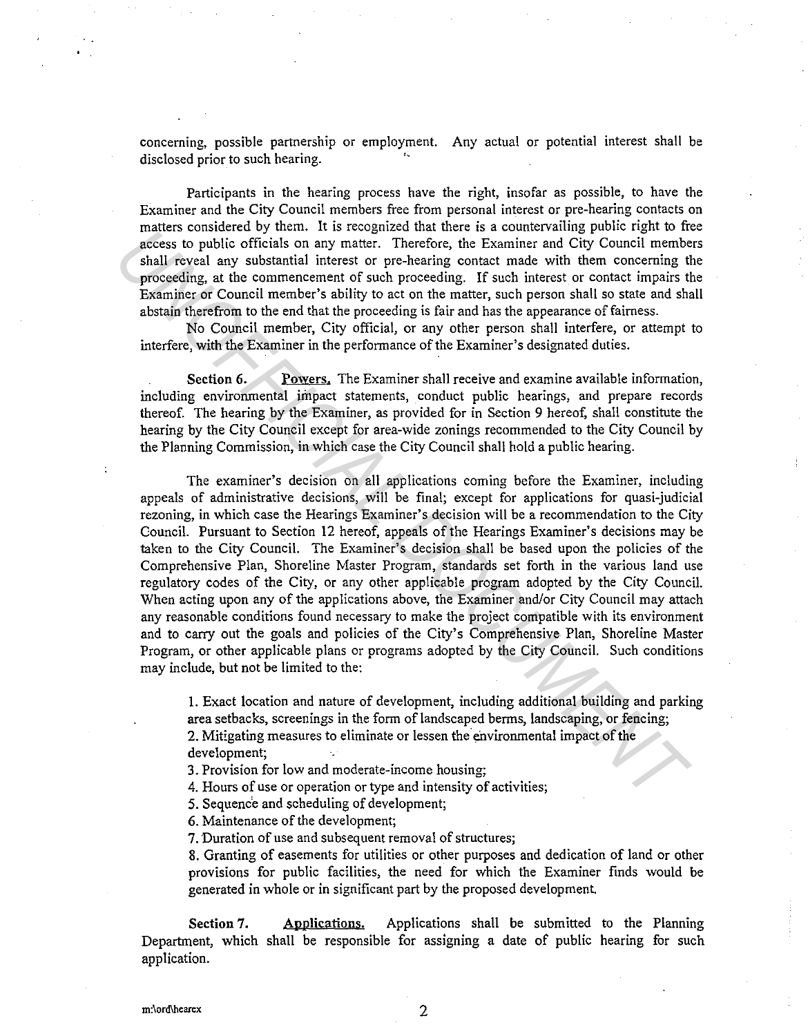concerning, possible partnership or employment. Any actual or potential interest shall be disclosed prior to such hearing.

Participants in the hearing process have the right, insofar as possible, to have the Examiner and the City Council members free from personal interest or pre-hearing contacts on matters considered by them. It is recognized that there is a countervailing public right to free access to public officials on any matter. Therefore, the Examiner and City Council members shall reveal any substantial interest or pre-hearing contact made with them concerning the proceeding, at the commencement of such proceeding. If such interest or contact impairs the Examiner or Council member's ability to act on the matter, such person shall so state and shall abstain therefrom to the end that the proceeding is fair and has the appearance of fairness.

No Council member, City official, or any other person shall interfere, or attempt to interfere, with the Examiner in the performance of the Examiner's designated duties.

**Section 6.** **Powers.** The Examiner shall receive and examine available information, including environmental impact statements, conduct public hearings, and prepare records thereof. The hearing by the Examiner, as provided for in Section 9 hereof, shall constitute the hearing by the City Council except for area-wide zonings recommended to the City Council by the Planning Commission, in which case the City Council shall hold a public hearing.

The examiner's decision on all applications coming before the Examiner, including appeals of administrative decisions, will be final; except for applications for quasi-judicial rezoning, in which case the Hearings Examiner's decision will be a recommendation to the City Council. Pursuant to Section 12 hereof, appeals of the Hearings Examiner's decisions may be taken to the City Council. The Examiner's decision shall be based upon the policies of the Comprehensive Plan, Shoreline Master Program, standards set forth in the various land use regulatory codes of the City, or any other applicable program adopted by the City Council. When acting upon any of the applications above, the Examiner and/or City Council may attach any reasonable conditions found necessary to make the project compatible with its environment and to carry out the goals and policies of the City's Comprehensive Plan, Shoreline Master Program, or other applicable plans or programs adopted by the City Council. Such conditions may include, but not be limited to the:

1. Exact location and nature of development, including additional building and parking area setbacks, screenings in the form of landscaped berms, landscaping, or fencing;
2. Mitigating measures to eliminate or lessen the environmental impact of the development;
3. Provision for low and moderate-income housing;
4. Hours of use or operation or type and intensity of activities;
5. Sequence and scheduling of development;
6. Maintenance of the development;
7. Duration of use and subsequent removal of structures;
8. Granting of easements for utilities or other purposes and dedication of land or other provisions for public facilities, the need for which the Examiner finds would be generated in whole or in significant part by the proposed development.

**Section 7.** **Applications.** Applications shall be submitted to the Planning Department, which shall be responsible for assigning a date of public hearing for such application.

m:\ord\hearex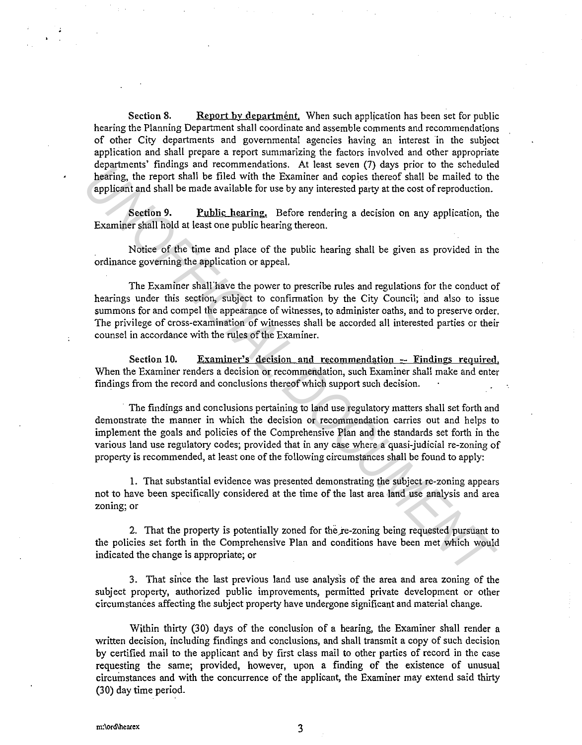**Section 8.** **Report by department.** When such application has been set for public hearing the Planning Department shall coordinate and assemble comments and recommendations of other City departments and governmental agencies having an interest in the subject application and shall prepare a report summarizing the factors involved and other appropriate departments' findings and recommendations. At least seven (7) days prior to the scheduled hearing, the report shall be filed with the Examiner and copies thereof shall be mailed to the applicant and shall be made available for use by any interested party at the cost of reproduction.

**Section 9.** **Public hearing.** Before rendering a decision on any application, the Examiner shall hold at least one public hearing thereon.

Notice of the time and place of the public hearing shall be given as provided in the ordinance governing the application or appeal.

The Examiner shall have the power to prescribe rules and regulations for the conduct of hearings under this section, subject to confirmation by the City Council; and also to issue summons for and compel the appearance of witnesses, to administer oaths, and to preserve order. The privilege of cross-examination of witnesses shall be accorded all interested parties or their counsel in accordance with the rules of the Examiner.

**Section 10.** **Examiner's decision and recommendation -- Findings required.** When the Examiner renders a decision or recommendation, such Examiner shall make and enter findings from the record and conclusions thereof which support such decision.

The findings and conclusions pertaining to land use regulatory matters shall set forth and demonstrate the manner in which the decision or recommendation carries out and helps to implement the goals and policies of the Comprehensive Plan and the standards set forth in the various land use regulatory codes; provided that in any case where a quasi-judicial re-zoning of property is recommended, at least one of the following circumstances shall be found to apply:

1. That substantial evidence was presented demonstrating the subject re-zoning appears not to have been specifically considered at the time of the last area land use analysis and area zoning; or

2. That the property is potentially zoned for the re-zoning being requested pursuant to the policies set forth in the Comprehensive Plan and conditions have been met which would indicated the change is appropriate; or

3. That since the last previous land use analysis of the area and area zoning of the subject property, authorized public improvements, permitted private development or other circumstances affecting the subject property have undergone significant and material change.

Within thirty (30) days of the conclusion of a hearing, the Examiner shall render a written decision, including findings and conclusions, and shall transmit a copy of such decision by certified mail to the applicant and by first class mail to other parties of record in the case requesting the same; provided, however, upon a finding of the existence of unusual circumstances and with the concurrence of the applicant, the Examiner may extend said thirty (30) day time period.

m:\ord\hearex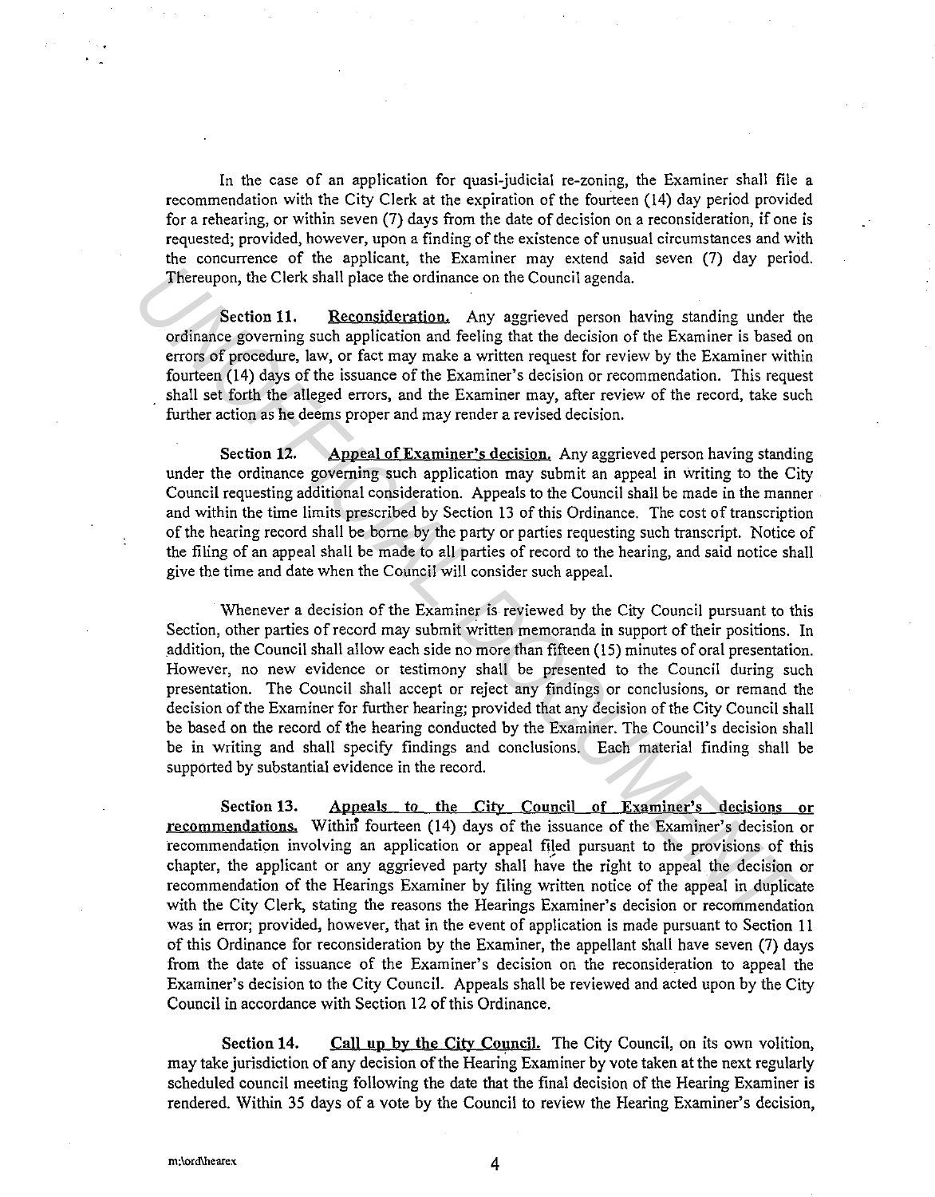In the case of an application for quasi-judicial re-zoning, the Examiner shall file a recommendation with the City Clerk at the expiration of the fourteen (14) day period provided for a rehearing, or within seven (7) days from the date of decision on a reconsideration, if one is requested; provided, however, upon a finding of the existence of unusual circumstances and with the concurrence of the applicant, the Examiner may extend said seven (7) day period. Thereupon, the Clerk shall place the ordinance on the Council agenda.

**Section 11.** Reconsideration. Any aggrieved person having standing under the ordinance governing such application and feeling that the decision of the Examiner is based on errors of procedure, law, or fact may make a written request for review by the Examiner within fourteen (14) days of the issuance of the Examiner's decision or recommendation. This request shall set forth the alleged errors, and the Examiner may, after review of the record, take such further action as he deems proper and may render a revised decision.

**Section 12.** Appeal of Examiner's decision. Any aggrieved person having standing under the ordinance governing such application may submit an appeal in writing to the City Council requesting additional consideration. Appeals to the Council shall be made in the manner and within the time limits prescribed by Section 13 of this Ordinance. The cost of transcription of the hearing record shall be borne by the party or parties requesting such transcript. Notice of the filing of an appeal shall be made to all parties of record to the hearing, and said notice shall give the time and date when the Council will consider such appeal.

Whenever a decision of the Examiner is reviewed by the City Council pursuant to this Section, other parties of record may submit written memoranda in support of their positions. In addition, the Council shall allow each side no more than fifteen (15) minutes of oral presentation. However, no new evidence or testimony shall be presented to the Council during such presentation. The Council shall accept or reject any findings or conclusions, or remand the decision of the Examiner for further hearing; provided that any decision of the City Council shall be based on the record of the hearing conducted by the Examiner. The Council's decision shall be in writing and shall specify findings and conclusions. Each material finding shall be supported by substantial evidence in the record.

**Section 13.** Appeals to the City Council of Examiner's decisions or recommendations. Within fourteen (14) days of the issuance of the Examiner's decision or recommendation involving an application or appeal filed pursuant to the provisions of this chapter, the applicant or any aggrieved party shall have the right to appeal the decision or recommendation of the Hearings Examiner by filing written notice of the appeal in duplicate with the City Clerk, stating the reasons the Hearings Examiner's decision or recommendation was in error; provided, however, that in the event of application is made pursuant to Section 11 of this Ordinance for reconsideration by the Examiner, the appellant shall have seven (7) days from the date of issuance of the Examiner's decision on the reconsideration to appeal the Examiner's decision to the City Council. Appeals shall be reviewed and acted upon by the City Council in accordance with Section 12 of this Ordinance.

**Section 14.** Call up by the City Council. The City Council, on its own volition, may take jurisdiction of any decision of the Hearing Examiner by vote taken at the next regularly scheduled council meeting following the date that the final decision of the Hearing Examiner is rendered. Within 35 days of a vote by the Council to review the Hearing Examiner's decision,

m:\ord\hearex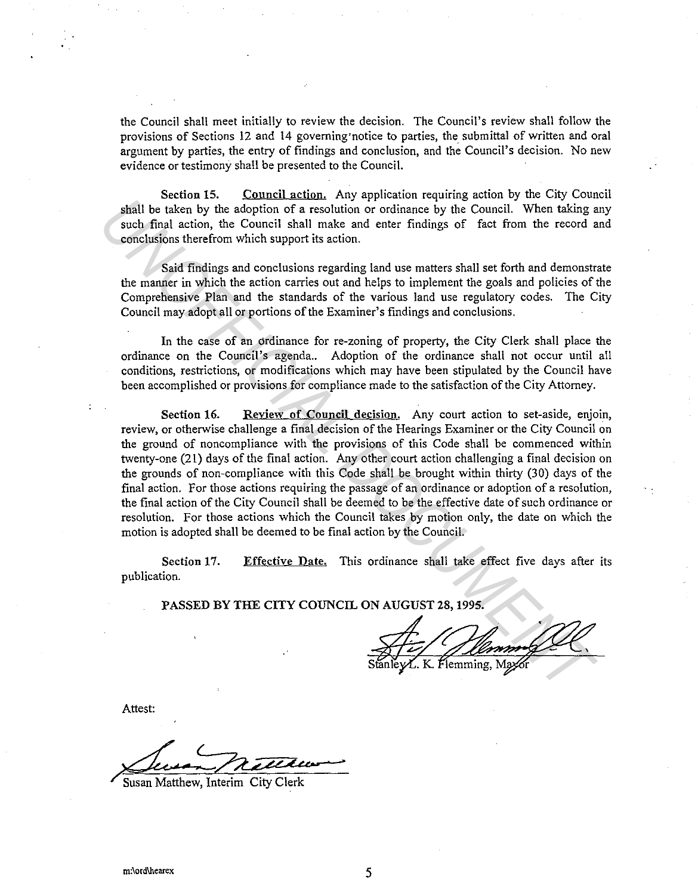the Council shall meet initially to review the decision. The Council's review shall follow the provisions of Sections 12 and 14 governing notice to parties, the submittal of written and oral argument by parties, the entry of findings and conclusion, and the Council's decision. No new evidence or testimony shall be presented to the Council.

**Section 15.** __Council action.__ Any application requiring action by the City Council shall be taken by the adoption of a resolution or ordinance by the Council. When taking any such final action, the Council shall make and enter findings of fact from the record and conclusions therefrom which support its action.

Said findings and conclusions regarding land use matters shall set forth and demonstrate the manner in which the action carries out and helps to implement the goals and policies of the Comprehensive Plan and the standards of the various land use regulatory codes. The City Council may adopt all or portions of the Examiner's findings and conclusions.

In the case of an ordinance for re-zoning of property, the City Clerk shall place the ordinance on the Council's agenda.. Adoption of the ordinance shall not occur until all conditions, restrictions, or modifications which may have been stipulated by the Council have been accomplished or provisions for compliance made to the satisfaction of the City Attorney.

**Section 16.** __Review of Council decision.__ Any court action to set-aside, enjoin, review, or otherwise challenge a final decision of the Hearings Examiner or the City Council on the ground of noncompliance with the provisions of this Code shall be commenced within twenty-one (21) days of the final action. Any other court action challenging a final decision on the grounds of non-compliance with this Code shall be brought within thirty (30) days of the final action. For those actions requiring the passage of an ordinance or adoption of a resolution, the final action of the City Council shall be deemed to be the effective date of such ordinance or resolution. For those actions which the Council takes by motion only, the date on which the motion is adopted shall be deemed to be final action by the Council.

**Section 17.** __Effective Date.__ This ordinance shall take effect five days after its publication.

**PASSED BY THE CITY COUNCIL ON AUGUST 28, 1995.**

Stanley L. K. Flemming, Mayor

Attest:

Susan Matthew, Interim City Clerk

m:\ord\hearex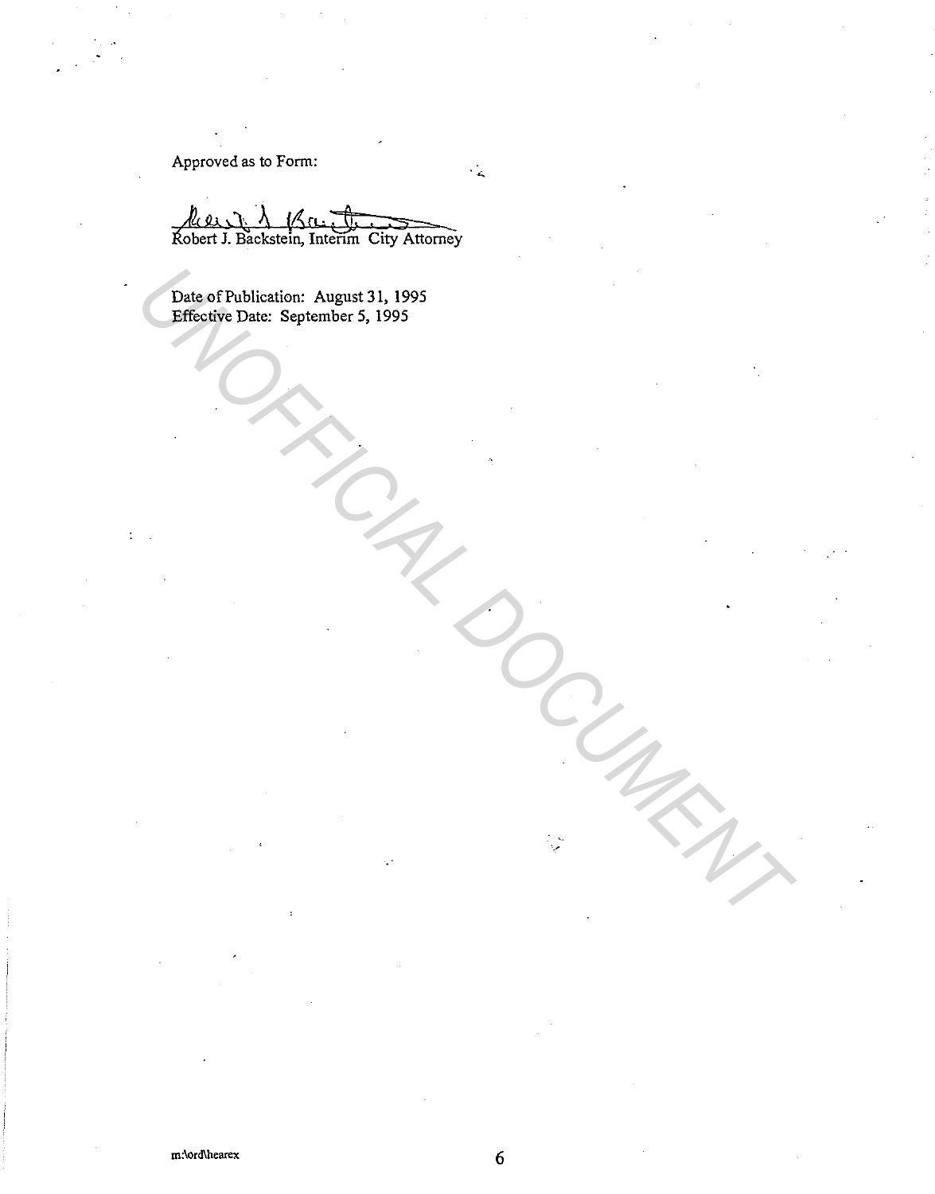Approved as to Form:

Robert J. Backstein, Interim City Attorney

Date of Publication: August 31, 1995
Effective Date: September 5, 1995

m:\ord\hearex